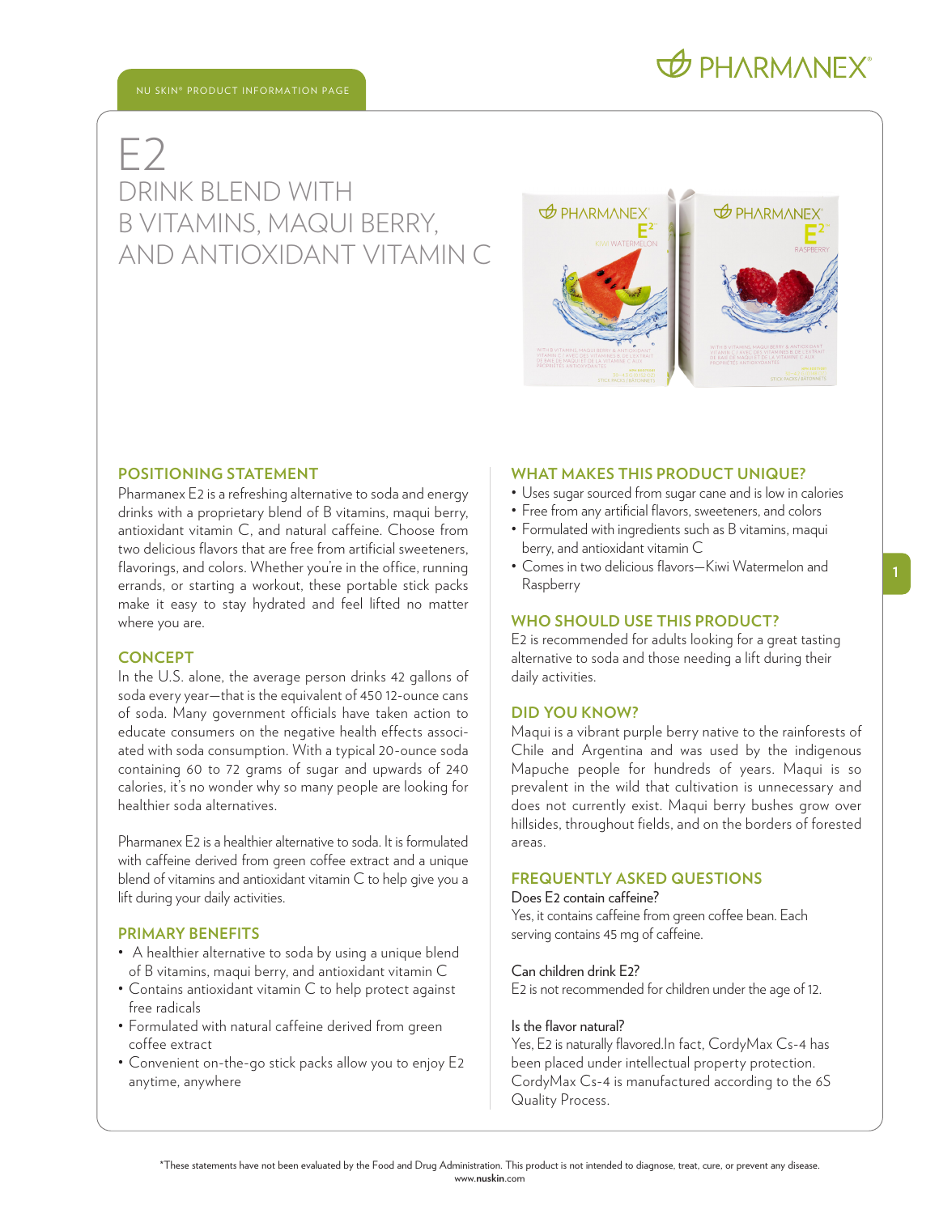NU SKIN® PRODUCT INFORMATION PAGE

# E2

## DRINK BLEND WITH B VITAMINS, MAQUI BERRY, AND ANTIOXIDANT VITAMIN C

### POSITIONING STATEMENT

Pharmanex E2 is a refreshing alternative to soda and energy drinks with a proprietary blend of B vitamins, maqui berry, antioxidant vitamin C, and natural caffeine. Choose from two delicious flavors that are free from artificial sweeteners, flavorings, and colors. Whether you're in the office, running errands, or starting a workout, these portable stick packs make it easy to stay hydrated and feel lifted no matter where you are.

### CONCEPT

In the U.S. alone, the average person drinks 42 gallons of soda every year—that is the equivalent of 450 12-ounce cans of soda. Many government officials have taken action to educate consumers on the negative health effects associated with soda consumption. With a typical 20-ounce soda containing 60 to 72 grams of sugar and upwards of 240 calories, it's no wonder why so many people are looking for healthier soda alternatives.

Pharmanex E2 is a healthier alternative to soda. It is formulated with caffeine derived from green coffee extract and a unique blend of vitamins and antioxidant vitamin C to help give you a lift during your daily activities.

### PRIMARY BENEFITS

- A healthier alternative to soda by using a unique blend of B vitamins, maqui berry, and antioxidant vitamin C
- Contains antioxidant vitamin C to help protect against free radicals
- Formulated with natural caffeine derived from green coffee extract
- Convenient on-the-go stick packs allow you to enjoy E2 anytime, anywhere

### WHAT MAKES THIS PRODUCT UNIQUE?

- Uses sugar sourced from sugar cane and is low in calories
- Free from any artificial flavors, sweeteners, and colors
- Formulated with ingredients such as B vitamins, maqui berry, and antioxidant vitamin C
- Comes in two delicious flavors—Kiwi Watermelon and Raspberry

### WHO SHOULD USE THIS PRODUCT?

E2 is recommended for adults looking for a great tasting alternative to soda and those needing a lift during their daily activities.

### DID YOU KNOW?

Maqui is a vibrant purple berry native to the rainforests of Chile and Argentina and was used by the indigenous Mapuche people for hundreds of years. Maqui is so prevalent in the wild that cultivation is unnecessary and does not currently exist. Maqui berry bushes grow over hillsides, throughout fields, and on the borders of forested areas.

### FREQUENTLY ASKED QUESTIONS

Does E2 contain caffeine?

Yes, it contains caffeine from green coffee bean. Each serving contains 45 mg of caffeine.

Can children drink E2?

E2 is not recommended for children under the age of 12.

Is the flavor natural?

Yes, E2 is naturally flavored.In fact, CordyMax Cs-4 has been placed under intellectual property protection. CordyMax Cs-4 is manufactured according to the 6S Quality Process.

*These statements have not been evaluated by the Food and Drug Administration. This product is not intended to diagnose, treat, cure, or prevent any disease.

www.nuskin.com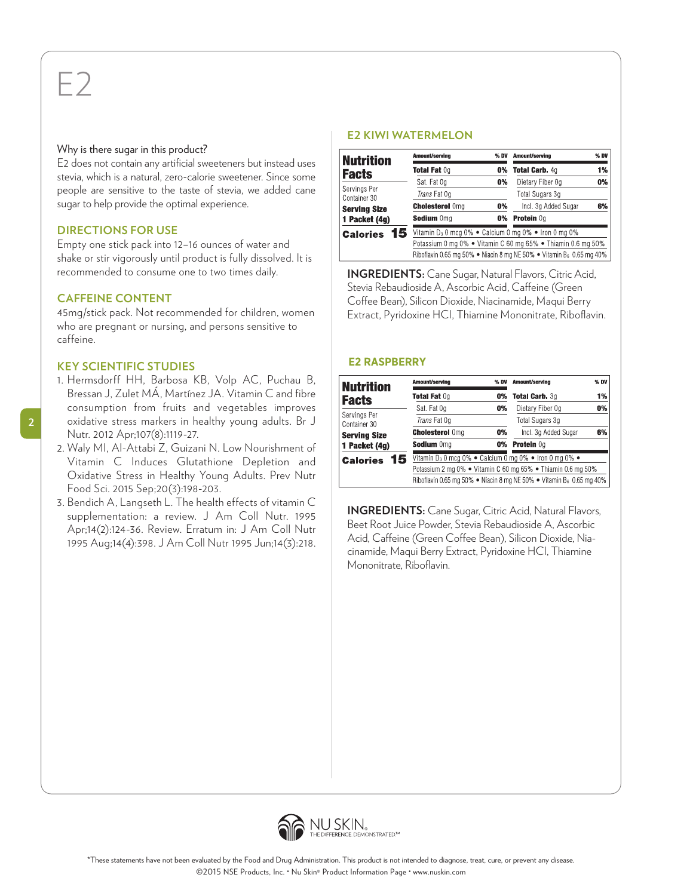# E2

Why is there sugar in this product?

E2 does not contain any artificial sweeteners but instead uses stevia, which is a natural, zero-calorie sweetener. Since some people are sensitive to the taste of stevia, we added cane sugar to help provide the optimal experience.

## DIRECTIONS FOR USE

Empty one stick pack into 12–16 ounces of water and shake or stir vigorously until product is fully dissolved. It is recommended to consume one to two times daily.

## CAFFEINE CONTENT

45mg/stick pack. Not recommended for children, women who are pregnant or nursing, and persons sensitive to caffeine.

## KEY SCIENTIFIC STUDIES

1. Hermsdorff HH, Barbosa KB, Volp AC, Puchau B, Bressan J, Zulet MÁ, Martínez JA. Vitamin C and fibre consumption from fruits and vegetables improves oxidative stress markers in healthy young adults. Br J Nutr. 2012 Apr;107(8):1119-27.
2. Waly MI, Al-Attabi Z, Guizani N. Low Nourishment of Vitamin C Induces Glutathione Depletion and Oxidative Stress in Healthy Young Adults. Prev Nutr Food Sci. 2015 Sep;20(3):198-203.
3. Bendich A, Langseth L. The health effects of vitamin C supplementation: a review. J Am Coll Nutr. 1995 Apr;14(2):124-36. Review. Erratum in: J Am Coll Nutr 1995 Aug;14(4):398. J Am Coll Nutr 1995 Jun;14(3):218.

## E2 KIWI WATERMELON

**Nutrition Facts**

Servings Per Container 30

**Serving Size 1 Packet (4g)**

**Calories 15**

| Amount/serving | % DV | Amount/serving | % DV |
|---|---|---|---|
| **Total Fat** 0g | 0% | **Total Carb.** 4g | 1% |
| Sat. Fat 0g | 0% | Dietary Fiber 0g | 0% |
| *Trans* Fat 0g | | Total Sugars 3g | |
| **Cholesterol** 0mg | 0% | Incl. 3g Added Sugar | 6% |
| **Sodium** 0mg | 0% | **Protein** 0g | |

Vitamin $D_3$ 0 mcg 0% • Calcium 0 mg 0% • Iron 0 mg 0%
Potassium 0 mg 0% • Vitamin C 60 mg 65% • Thiamin 0.6 mg 50%
Riboflavin 0.65 mg 50% • Niacin 8 mg NE 50% • Vitamin $B_6$ 0.65 mg 40%

**INGREDIENTS:** Cane Sugar, Natural Flavors, Citric Acid, Stevia Rebaudioside A, Ascorbic Acid, Caffeine (Green Coffee Bean), Silicon Dioxide, Niacinamide, Maqui Berry Extract, Pyridoxine HCI, Thiamine Mononitrate, Riboflavin.

## E2 RASPBERRY

**Nutrition Facts**

Servings Per Container 30

**Serving Size 1 Packet (4g)**

**Calories 15**

| Amount/serving | % DV | Amount/serving | % DV |
|---|---|---|---|
| **Total Fat** 0g | 0% | **Total Carb.** 3g | 1% |
| Sat. Fat 0g | 0% | Dietary Fiber 0g | 0% |
| *Trans* Fat 0g | | Total Sugars 3g | |
| **Cholesterol** 0mg | 0% | Incl. 3g Added Sugar | 6% |
| **Sodium** 0mg | 0% | **Protein** 0g | |

Vitamin $D_3$ 0 mcg 0% • Calcium 0 mg 0% • Iron 0 mg 0% •
Potassium 2 mg 0% • Vitamin C 60 mg 65% • Thiamin 0.6 mg 50%
Riboflavin 0.65 mg 50% • Niacin 8 mg NE 50% • Vitamin $B_6$ 0.65 mg 40%

**INGREDIENTS:** Cane Sugar, Citric Acid, Natural Flavors, Beet Root Juice Powder, Stevia Rebaudioside A, Ascorbic Acid, Caffeine (Green Coffee Bean), Silicon Dioxide, Niacinamide, Maqui Berry Extract, Pyridoxine HCI, Thiamine Mononitrate, Riboflavin.

NU SKIN. THE DIFFERENCE DEMONSTRATED™

*These statements have not been evaluated by the Food and Drug Administration. This product is not intended to diagnose, treat, cure, or prevent any disease.

©2015 NSE Products, Inc. • Nu Skin® Product Information Page • www.nuskin.com